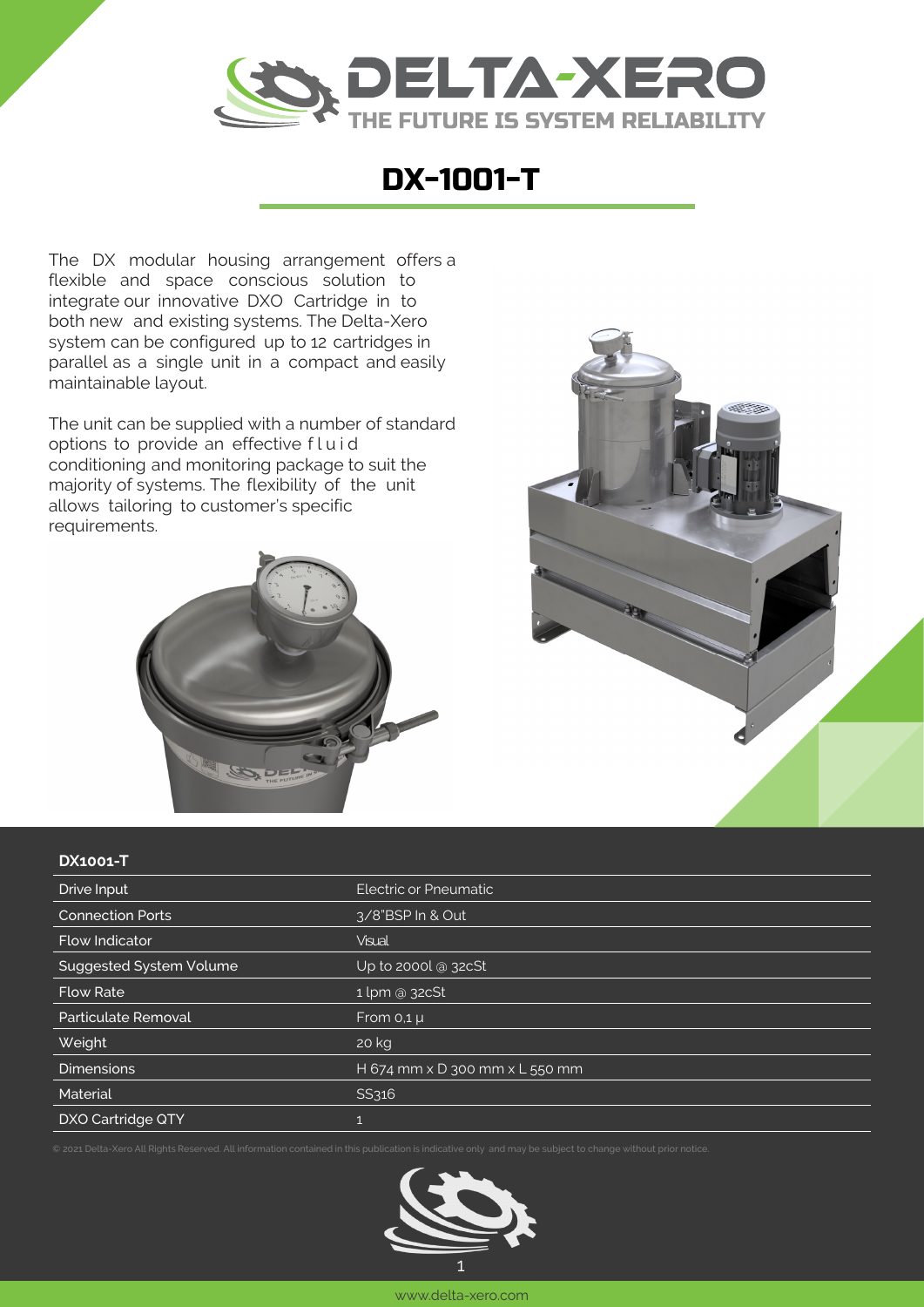# DX-1001-T

The DX modular housing arrangement offers a flexible and space conscious solution to integrate our innovative DXO Cartridge in to both new and existing systems. The Delta-Xero system can be configured up to 12 cartridges in parallel as a single unit in a compact and easily maintainable layout.

The unit can be supplied with a number of standard options to provide an effective fluid conditioning and monitoring package to suit the majority of systems. The flexibility of the unit allows tailoring to customer's specific requirements.

| DX1001-T | |
|---|---|
| Drive Input | Electric or Pneumatic |
| Connection Ports | 3/8"BSP In & Out |
| Flow Indicator | Visual |
| Suggested System Volume | Up to 2000l @ 32cSt |
| Flow Rate | 1 lpm @ 32cSt |
| Particulate Removal | From 0,1 µ |
| Weight | 20 kg |
| Dimensions | H 674 mm x D 300 mm x L 550 mm |
| Material | SS316 |
| DXO Cartridge QTY | 1 |

© 2021 Delta-Xero All Rights Reserved. All information contained in this publication is indicative only and may be subject to change without prior notice.

www.delta-xero.com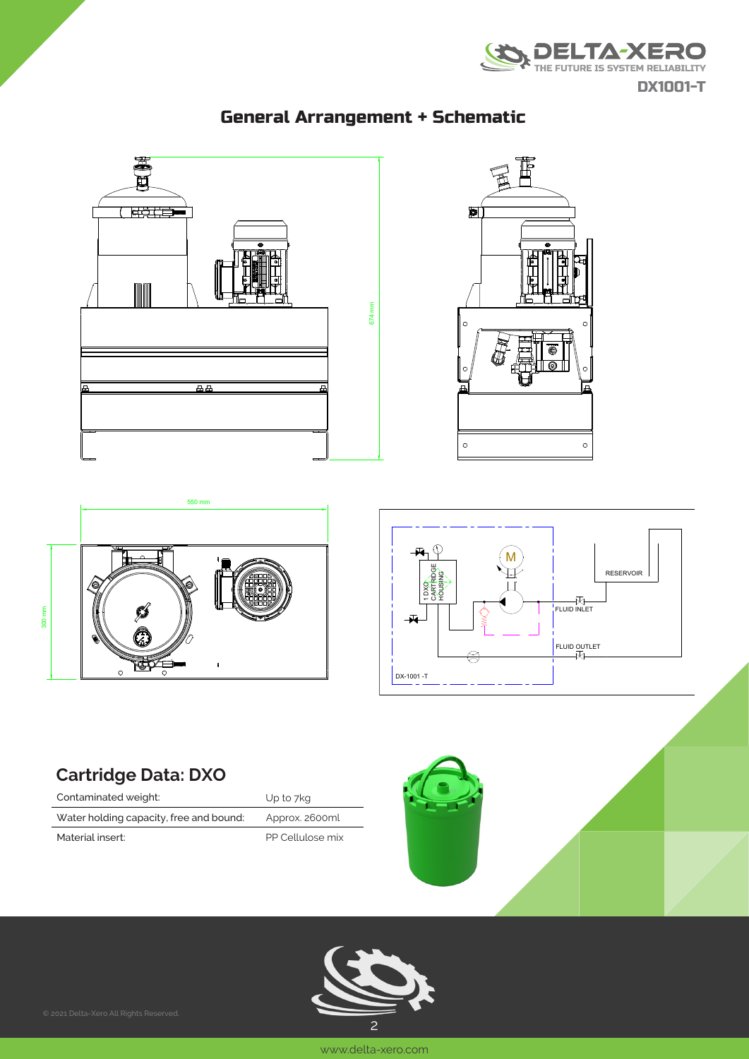DELTA-XERO
THE FUTURE IS SYSTEM RELIABILITY

**DX1001-T**

## General Arrangement + Schematic

674 mm

550 mm

300 mm

M

1 DXO CARTRIDGE HOUSING

RESERVOIR

FLUID INLET

FLUID OUTLET

DX-1001 -T

## Cartridge Data: DXO

| | |
|---|---|
| Contaminated weight: | Up to 7kg |
| Water holding capacity, free and bound: | Approx. 2600ml |
| Material insert: | PP Cellulose mix |

© 2021 Delta-Xero All Rights Reserved.

www.delta-xero.com